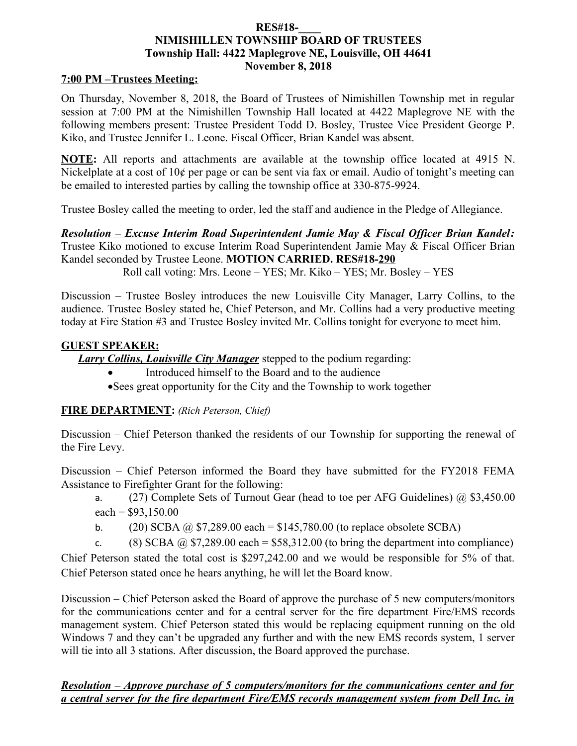**RES#18-\_\_\_\_**
**NIMISHILLEN TOWNSHIP BOARD OF TRUSTEES**
**Township Hall: 4422 Maplegrove NE, Louisville, OH 44641**
**November 8, 2018**

**7:00 PM –Trustees Meeting:**

On Thursday, November 8, 2018, the Board of Trustees of Nimishillen Township met in regular session at 7:00 PM at the Nimishillen Township Hall located at 4422 Maplegrove NE with the following members present: Trustee President Todd D. Bosley, Trustee Vice President George P. Kiko, and Trustee Jennifer L. Leone. Fiscal Officer, Brian Kandel was absent.

**NOTE:** All reports and attachments are available at the township office located at 4915 N. Nickelplate at a cost of 10¢ per page or can be sent via fax or email. Audio of tonight's meeting can be emailed to interested parties by calling the township office at 330-875-9924.

Trustee Bosley called the meeting to order, led the staff and audience in the Pledge of Allegiance.

***Resolution – Excuse Interim Road Superintendent Jamie May & Fiscal Officer Brian Kandel:*** Trustee Kiko motioned to excuse Interim Road Superintendent Jamie May & Fiscal Officer Brian Kandel seconded by Trustee Leone. **MOTION CARRIED. RES#18-290**

Roll call voting: Mrs. Leone – YES; Mr. Kiko – YES; Mr. Bosley – YES

Discussion – Trustee Bosley introduces the new Louisville City Manager, Larry Collins, to the audience. Trustee Bosley stated he, Chief Peterson, and Mr. Collins had a very productive meeting today at Fire Station #3 and Trustee Bosley invited Mr. Collins tonight for everyone to meet him.

**GUEST SPEAKER:**

***Larry Collins, Louisville City Manager*** stepped to the podium regarding:

- Introduced himself to the Board and to the audience
- Sees great opportunity for the City and the Township to work together

**FIRE DEPARTMENT:** *(Rich Peterson, Chief)*

Discussion – Chief Peterson thanked the residents of our Township for supporting the renewal of the Fire Levy.

Discussion – Chief Peterson informed the Board they have submitted for the FY2018 FEMA Assistance to Firefighter Grant for the following:

a. (27) Complete Sets of Turnout Gear (head to toe per AFG Guidelines) @ $3,450.00 each = $93,150.00
b. (20) SCBA @ $7,289.00 each = $145,780.00 (to replace obsolete SCBA)
c. (8) SCBA @ $7,289.00 each = $58,312.00 (to bring the department into compliance)

Chief Peterson stated the total cost is $297,242.00 and we would be responsible for 5% of that. Chief Peterson stated once he hears anything, he will let the Board know.

Discussion – Chief Peterson asked the Board of approve the purchase of 5 new computers/monitors for the communications center and for a central server for the fire department Fire/EMS records management system. Chief Peterson stated this would be replacing equipment running on the old Windows 7 and they can't be upgraded any further and with the new EMS records system, 1 server will tie into all 3 stations. After discussion, the Board approved the purchase.

***Resolution – Approve purchase of 5 computers/monitors for the communications center and for a central server for the fire department Fire/EMS records management system from Dell Inc. in***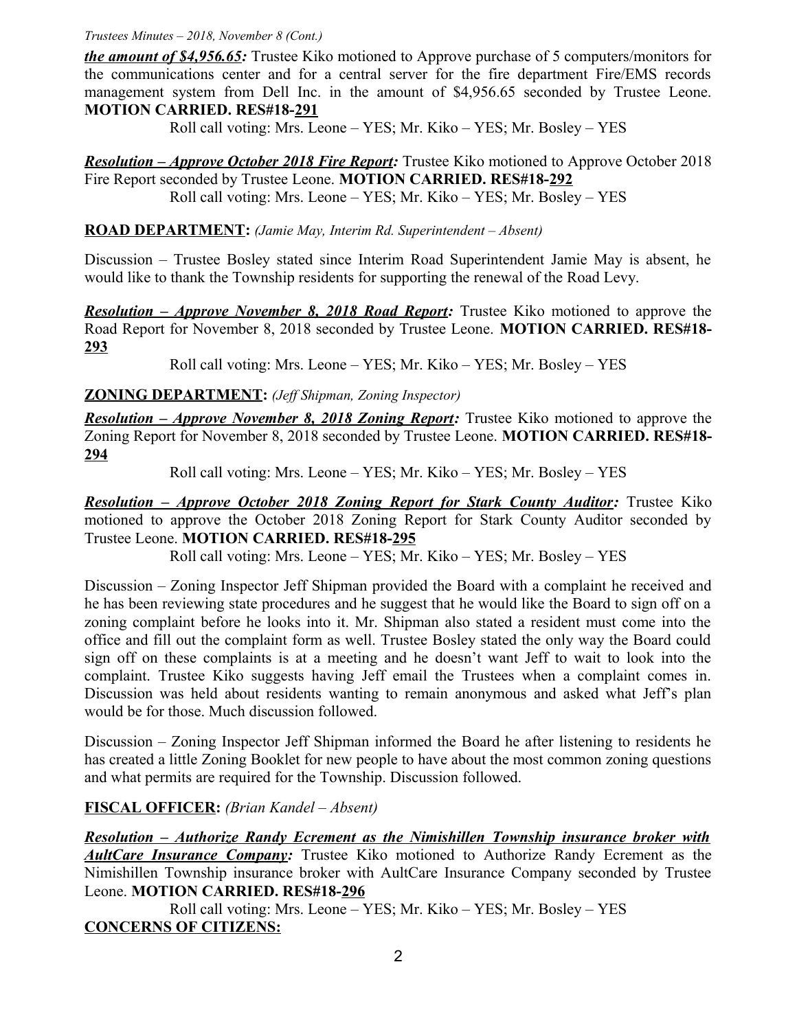***the amount of $4,956.65:*** Trustee Kiko motioned to Approve purchase of 5 computers/monitors for the communications center and for a central server for the fire department Fire/EMS records management system from Dell Inc. in the amount of $4,956.65 seconded by Trustee Leone. **MOTION CARRIED. RES#18-291**

Roll call voting: Mrs. Leone – YES; Mr. Kiko – YES; Mr. Bosley – YES

***Resolution – Approve October 2018 Fire Report:*** Trustee Kiko motioned to Approve October 2018 Fire Report seconded by Trustee Leone. **MOTION CARRIED. RES#18-292**

Roll call voting: Mrs. Leone – YES; Mr. Kiko – YES; Mr. Bosley – YES

**ROAD DEPARTMENT:** *(Jamie May, Interim Rd. Superintendent – Absent)*

Discussion – Trustee Bosley stated since Interim Road Superintendent Jamie May is absent, he would like to thank the Township residents for supporting the renewal of the Road Levy.

***Resolution – Approve November 8, 2018 Road Report:*** Trustee Kiko motioned to approve the Road Report for November 8, 2018 seconded by Trustee Leone. **MOTION CARRIED. RES#18-293**

Roll call voting: Mrs. Leone – YES; Mr. Kiko – YES; Mr. Bosley – YES

**ZONING DEPARTMENT:** *(Jeff Shipman, Zoning Inspector)*

***Resolution – Approve November 8, 2018 Zoning Report:*** Trustee Kiko motioned to approve the Zoning Report for November 8, 2018 seconded by Trustee Leone. **MOTION CARRIED. RES#18-294**

Roll call voting: Mrs. Leone – YES; Mr. Kiko – YES; Mr. Bosley – YES

***Resolution – Approve October 2018 Zoning Report for Stark County Auditor:*** Trustee Kiko motioned to approve the October 2018 Zoning Report for Stark County Auditor seconded by Trustee Leone. **MOTION CARRIED. RES#18-295**

Roll call voting: Mrs. Leone – YES; Mr. Kiko – YES; Mr. Bosley – YES

Discussion – Zoning Inspector Jeff Shipman provided the Board with a complaint he received and he has been reviewing state procedures and he suggest that he would like the Board to sign off on a zoning complaint before he looks into it. Mr. Shipman also stated a resident must come into the office and fill out the complaint form as well. Trustee Bosley stated the only way the Board could sign off on these complaints is at a meeting and he doesn't want Jeff to wait to look into the complaint. Trustee Kiko suggests having Jeff email the Trustees when a complaint comes in. Discussion was held about residents wanting to remain anonymous and asked what Jeff's plan would be for those. Much discussion followed.

Discussion – Zoning Inspector Jeff Shipman informed the Board he after listening to residents he has created a little Zoning Booklet for new people to have about the most common zoning questions and what permits are required for the Township. Discussion followed.

**FISCAL OFFICER:** *(Brian Kandel – Absent)*

***Resolution – Authorize Randy Ecrement as the Nimishillen Township insurance broker with AultCare Insurance Company:*** Trustee Kiko motioned to Authorize Randy Ecrement as the Nimishillen Township insurance broker with AultCare Insurance Company seconded by Trustee Leone. **MOTION CARRIED. RES#18-296**

Roll call voting: Mrs. Leone – YES; Mr. Kiko – YES; Mr. Bosley – YES

**CONCERNS OF CITIZENS:**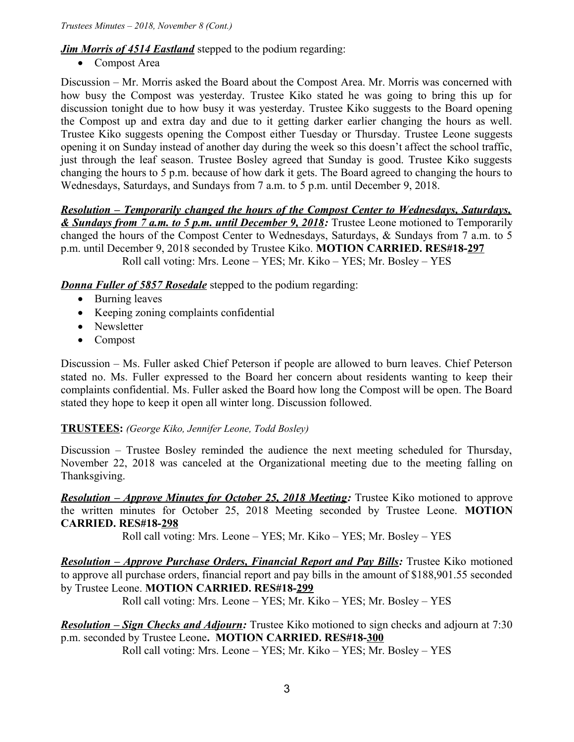***Jim Morris of 4514 Eastland*** stepped to the podium regarding:

- Compost Area

Discussion – Mr. Morris asked the Board about the Compost Area. Mr. Morris was concerned with how busy the Compost was yesterday. Trustee Kiko stated he was going to bring this up for discussion tonight due to how busy it was yesterday. Trustee Kiko suggests to the Board opening the Compost up and extra day and due to it getting darker earlier changing the hours as well. Trustee Kiko suggests opening the Compost either Tuesday or Thursday. Trustee Leone suggests opening it on Sunday instead of another day during the week so this doesn't affect the school traffic, just through the leaf season. Trustee Bosley agreed that Sunday is good. Trustee Kiko suggests changing the hours to 5 p.m. because of how dark it gets. The Board agreed to changing the hours to Wednesdays, Saturdays, and Sundays from 7 a.m. to 5 p.m. until December 9, 2018.

***Resolution – Temporarily changed the hours of the Compost Center to Wednesdays, Saturdays, & Sundays from 7 a.m. to 5 p.m. until December 9, 2018:*** Trustee Leone motioned to Temporarily changed the hours of the Compost Center to Wednesdays, Saturdays, & Sundays from 7 a.m. to 5 p.m. until December 9, 2018 seconded by Trustee Kiko. **MOTION CARRIED. RES#18-297**

Roll call voting: Mrs. Leone – YES; Mr. Kiko – YES; Mr. Bosley – YES

***Donna Fuller of 5857 Rosedale*** stepped to the podium regarding:

- Burning leaves
- Keeping zoning complaints confidential
- Newsletter
- Compost

Discussion – Ms. Fuller asked Chief Peterson if people are allowed to burn leaves. Chief Peterson stated no. Ms. Fuller expressed to the Board her concern about residents wanting to keep their complaints confidential. Ms. Fuller asked the Board how long the Compost will be open. The Board stated they hope to keep it open all winter long. Discussion followed.

**TRUSTEES:** *(George Kiko, Jennifer Leone, Todd Bosley)*

Discussion – Trustee Bosley reminded the audience the next meeting scheduled for Thursday, November 22, 2018 was canceled at the Organizational meeting due to the meeting falling on Thanksgiving.

***Resolution – Approve Minutes for October 25, 2018 Meeting:*** Trustee Kiko motioned to approve the written minutes for October 25, 2018 Meeting seconded by Trustee Leone. **MOTION CARRIED. RES#18-298**

Roll call voting: Mrs. Leone – YES; Mr. Kiko – YES; Mr. Bosley – YES

***Resolution – Approve Purchase Orders, Financial Report and Pay Bills:*** Trustee Kiko motioned to approve all purchase orders, financial report and pay bills in the amount of $188,901.55 seconded by Trustee Leone. **MOTION CARRIED. RES#18-299**

Roll call voting: Mrs. Leone – YES; Mr. Kiko – YES; Mr. Bosley – YES

***Resolution – Sign Checks and Adjourn:*** Trustee Kiko motioned to sign checks and adjourn at 7:30 p.m. seconded by Trustee Leone**. MOTION CARRIED. RES#18-300**

Roll call voting: Mrs. Leone – YES; Mr. Kiko – YES; Mr. Bosley – YES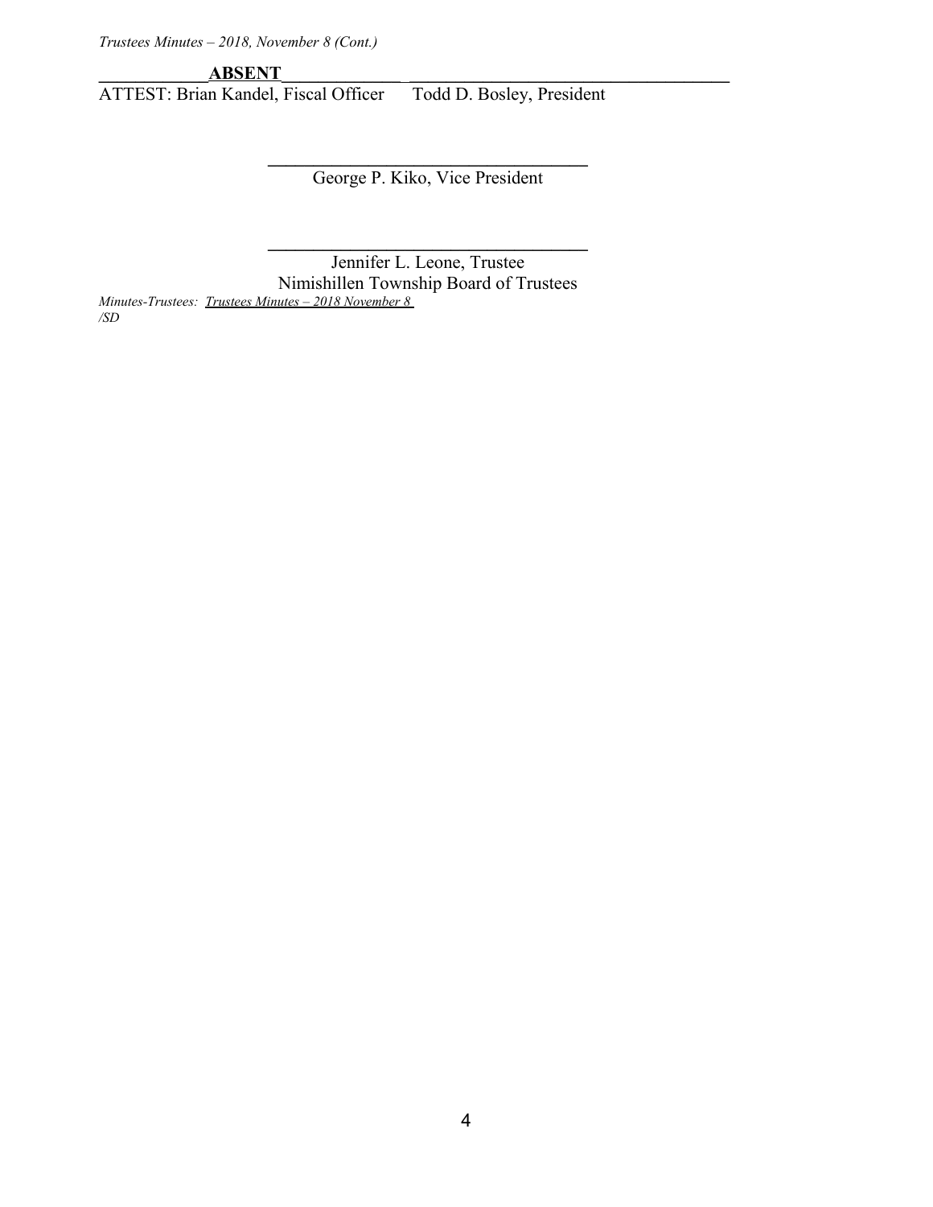\_\_\_\_\_\_\_\_\_\_\_\_**ABSENT**\_\_\_\_\_\_\_\_\_\_\_\_\_ \_\_\_\_\_\_\_\_\_\_\_\_\_\_\_\_\_\_\_\_\_\_\_\_\_\_\_\_\_\_\_\_\_\_\_

ATTEST: Brian Kandel, Fiscal Officer      Todd D. Bosley, President

\_\_\_\_\_\_\_\_\_\_\_\_\_\_\_\_\_\_\_\_\_\_\_\_\_\_\_\_\_\_\_\_\_\_\_

George P. Kiko, Vice President

\_\_\_\_\_\_\_\_\_\_\_\_\_\_\_\_\_\_\_\_\_\_\_\_\_\_\_\_\_\_\_\_\_\_\_

Jennifer L. Leone, Trustee

Nimishillen Township Board of Trustees

*Minutes-Trustees: Trustees Minutes – 2018 November 8*

*/SD*